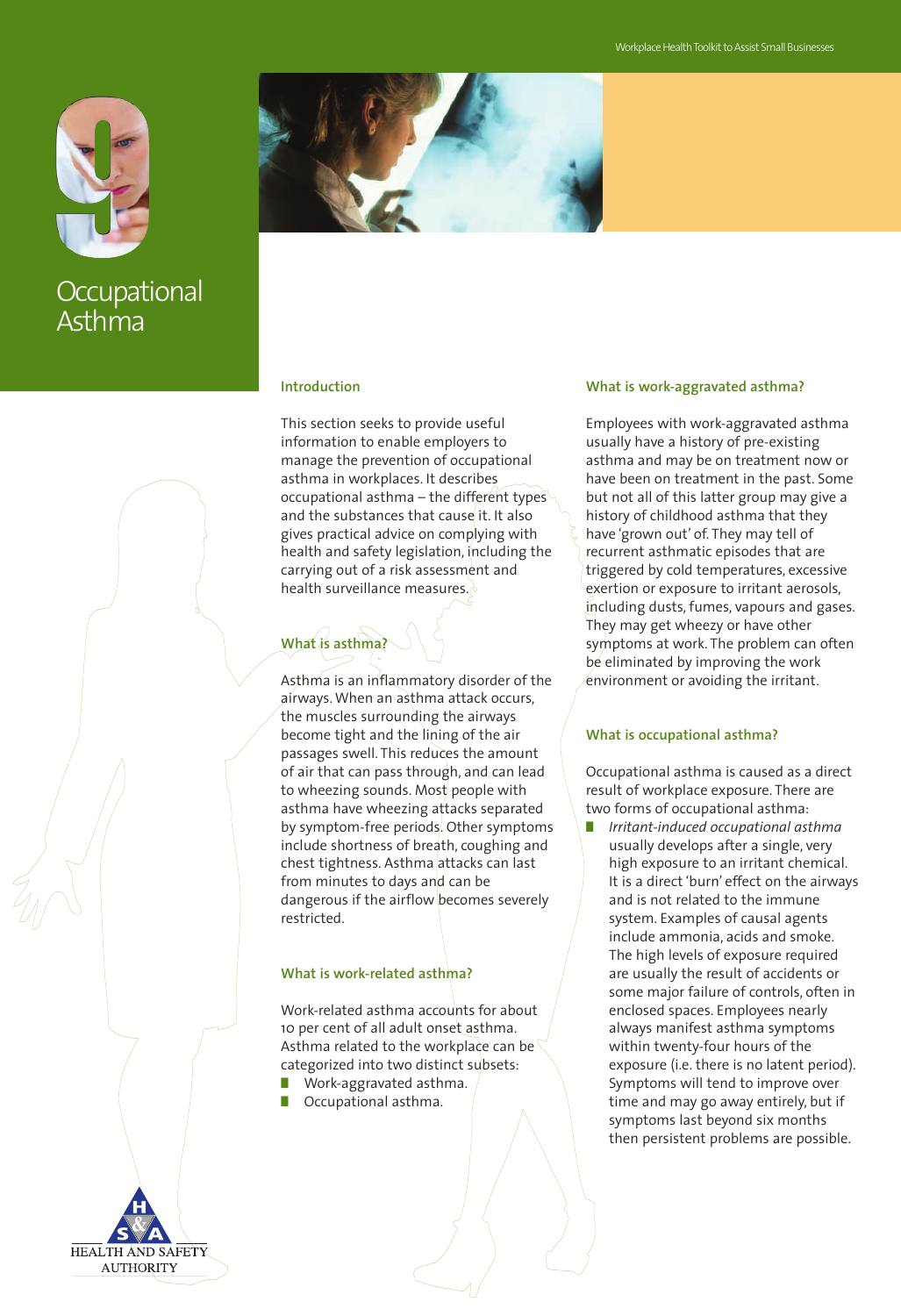# 9 Occupational Asthma

## Introduction

This section seeks to provide useful information to enable employers to manage the prevention of occupational asthma in workplaces. It describes occupational asthma – the different types and the substances that cause it. It also gives practical advice on complying with health and safety legislation, including the carrying out of a risk assessment and health surveillance measures.

## What is asthma?

Asthma is an inflammatory disorder of the airways. When an asthma attack occurs, the muscles surrounding the airways become tight and the lining of the air passages swell. This reduces the amount of air that can pass through, and can lead to wheezing sounds. Most people with asthma have wheezing attacks separated by symptom-free periods. Other symptoms include shortness of breath, coughing and chest tightness. Asthma attacks can last from minutes to days and can be dangerous if the airflow becomes severely restricted.

## What is work-related asthma?

Work-related asthma accounts for about 10 per cent of all adult onset asthma. Asthma related to the workplace can be categorized into two distinct subsets:

- Work-aggravated asthma.
- Occupational asthma.

## What is work-aggravated asthma?

Employees with work-aggravated asthma usually have a history of pre-existing asthma and may be on treatment now or have been on treatment in the past. Some but not all of this latter group may give a history of childhood asthma that they have 'grown out' of. They may tell of recurrent asthmatic episodes that are triggered by cold temperatures, excessive exertion or exposure to irritant aerosols, including dusts, fumes, vapours and gases. They may get wheezy or have other symptoms at work. The problem can often be eliminated by improving the work environment or avoiding the irritant.

## What is occupational asthma?

Occupational asthma is caused as a direct result of workplace exposure. There are two forms of occupational asthma:

- *Irritant-induced occupational asthma* usually develops after a single, very high exposure to an irritant chemical. It is a direct 'burn' effect on the airways and is not related to the immune system. Examples of causal agents include ammonia, acids and smoke. The high levels of exposure required are usually the result of accidents or some major failure of controls, often in enclosed spaces. Employees nearly always manifest asthma symptoms within twenty-four hours of the exposure (i.e. there is no latent period). Symptoms will tend to improve over time and may go away entirely, but if symptoms last beyond six months then persistent problems are possible.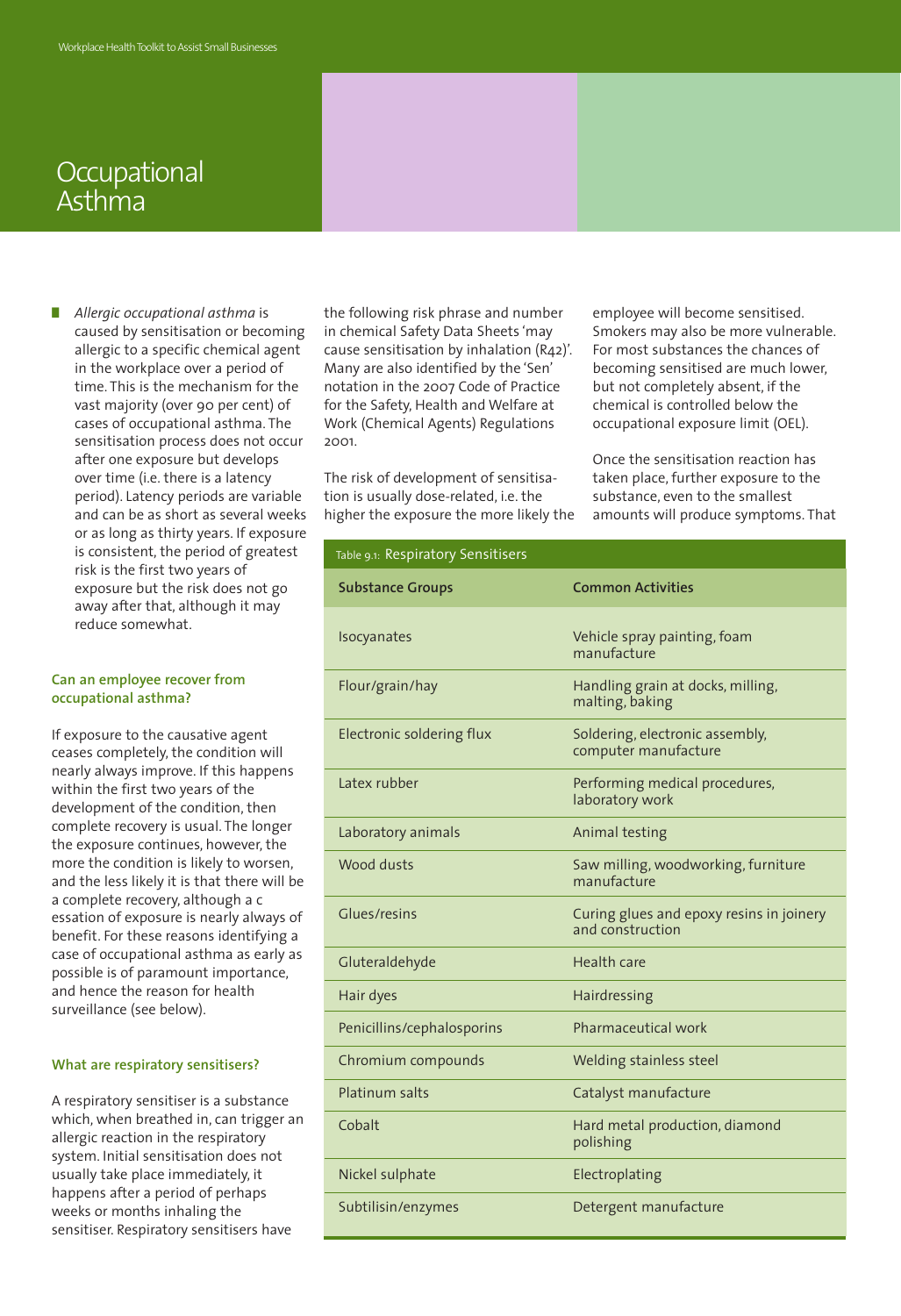# Occupational Asthma

- *Allergic occupational asthma* is caused by sensitisation or becoming allergic to a specific chemical agent in the workplace over a period of time. This is the mechanism for the vast majority (over 90 per cent) of cases of occupational asthma. The sensitisation process does not occur after one exposure but develops over time (i.e. there is a latency period). Latency periods are variable and can be as short as several weeks or as long as thirty years. If exposure is consistent, the period of greatest risk is the first two years of exposure but the risk does not go away after that, although it may reduce somewhat.

### Can an employee recover from occupational asthma?

If exposure to the causative agent ceases completely, the condition will nearly always improve. If this happens within the first two years of the development of the condition, then complete recovery is usual. The longer the exposure continues, however, the more the condition is likely to worsen, and the less likely it is that there will be a complete recovery, although a c essation of exposure is nearly always of benefit. For these reasons identifying a case of occupational asthma as early as possible is of paramount importance, and hence the reason for health surveillance (see below).

### What are respiratory sensitisers?

A respiratory sensitiser is a substance which, when breathed in, can trigger an allergic reaction in the respiratory system. Initial sensitisation does not usually take place immediately, it happens after a period of perhaps weeks or months inhaling the sensitiser. Respiratory sensitisers have the following risk phrase and number in chemical Safety Data Sheets 'may cause sensitisation by inhalation (R42)'. Many are also identified by the 'Sen' notation in the 2007 Code of Practice for the Safety, Health and Welfare at Work (Chemical Agents) Regulations 2001.

The risk of development of sensitisation is usually dose-related, i.e. the higher the exposure the more likely the employee will become sensitised. Smokers may also be more vulnerable. For most substances the chances of becoming sensitised are much lower, but not completely absent, if the chemical is controlled below the occupational exposure limit (OEL).

Once the sensitisation reaction has taken place, further exposure to the substance, even to the smallest amounts will produce symptoms. That

Table 9.1: Respiratory Sensitisers

| Substance Groups | Common Activities |
|---|---|
| Isocyanates | Vehicle spray painting, foam manufacture |
| Flour/grain/hay | Handling grain at docks, milling, malting, baking |
| Electronic soldering flux | Soldering, electronic assembly, computer manufacture |
| Latex rubber | Performing medical procedures, laboratory work |
| Laboratory animals | Animal testing |
| Wood dusts | Saw milling, woodworking, furniture manufacture |
| Glues/resins | Curing glues and epoxy resins in joinery and construction |
| Gluteraldehyde | Health care |
| Hair dyes | Hairdressing |
| Penicillins/cephalosporins | Pharmaceutical work |
| Chromium compounds | Welding stainless steel |
| Platinum salts | Catalyst manufacture |
| Cobalt | Hard metal production, diamond polishing |
| Nickel sulphate | Electroplating |
| Subtilisin/enzymes | Detergent manufacture |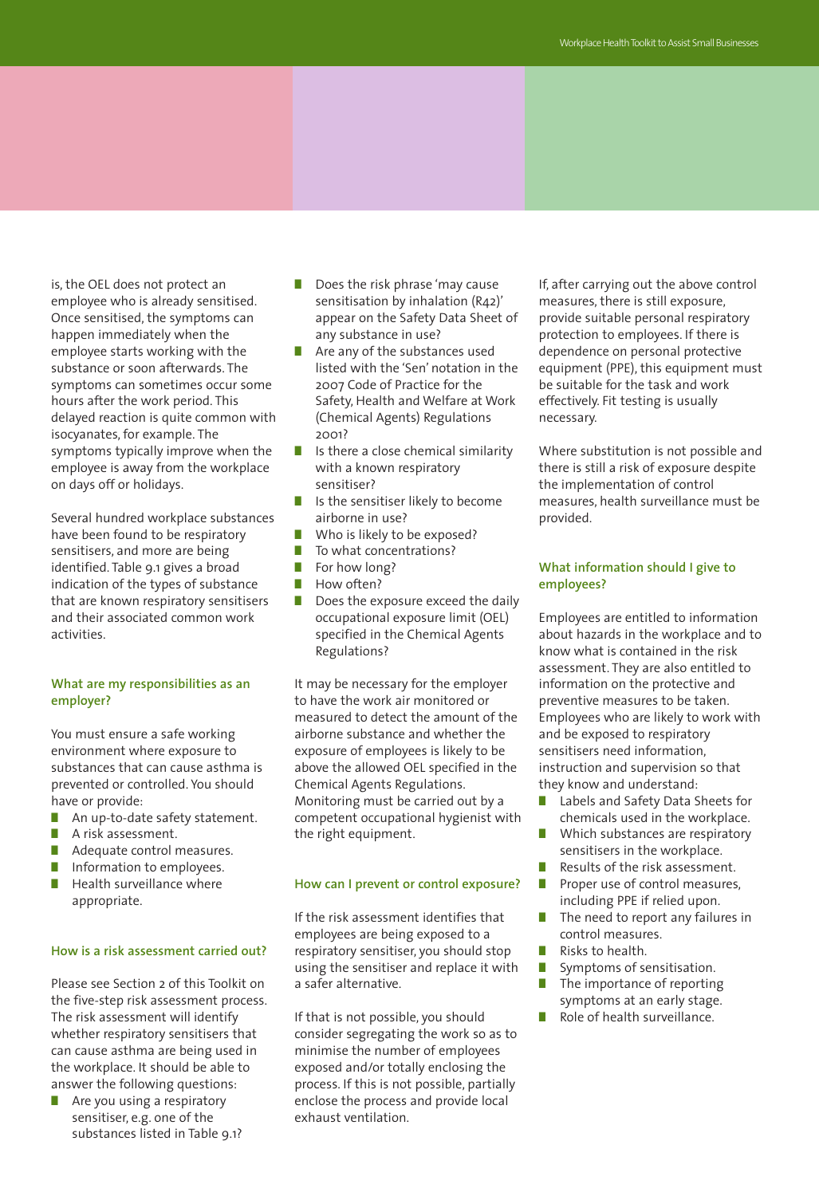is, the OEL does not protect an employee who is already sensitised. Once sensitised, the symptoms can happen immediately when the employee starts working with the substance or soon afterwards. The symptoms can sometimes occur some hours after the work period. This delayed reaction is quite common with isocyanates, for example. The symptoms typically improve when the employee is away from the workplace on days off or holidays.

Several hundred workplace substances have been found to be respiratory sensitisers, and more are being identified. Table 9.1 gives a broad indication of the types of substance that are known respiratory sensitisers and their associated common work activities.

### What are my responsibilities as an employer?

You must ensure a safe working environment where exposure to substances that can cause asthma is prevented or controlled. You should have or provide:

- An up-to-date safety statement.
- A risk assessment.
- Adequate control measures.
- Information to employees.
- Health surveillance where appropriate.

### How is a risk assessment carried out?

Please see Section 2 of this Toolkit on the five-step risk assessment process. The risk assessment will identify whether respiratory sensitisers that can cause asthma are being used in the workplace. It should be able to answer the following questions:

- Are you using a respiratory sensitiser, e.g. one of the substances listed in Table 9.1?
- Does the risk phrase 'may cause sensitisation by inhalation (R42)' appear on the Safety Data Sheet of any substance in use?
- Are any of the substances used listed with the 'Sen' notation in the 2007 Code of Practice for the Safety, Health and Welfare at Work (Chemical Agents) Regulations 2001?
- Is there a close chemical similarity with a known respiratory sensitiser?
- Is the sensitiser likely to become airborne in use?
- Who is likely to be exposed?
- To what concentrations?
- For how long?
- How often?
- Does the exposure exceed the daily occupational exposure limit (OEL) specified in the Chemical Agents Regulations?

It may be necessary for the employer to have the work air monitored or measured to detect the amount of the airborne substance and whether the exposure of employees is likely to be above the allowed OEL specified in the Chemical Agents Regulations. Monitoring must be carried out by a competent occupational hygienist with the right equipment.

### How can I prevent or control exposure?

If the risk assessment identifies that employees are being exposed to a respiratory sensitiser, you should stop using the sensitiser and replace it with a safer alternative.

If that is not possible, you should consider segregating the work so as to minimise the number of employees exposed and/or totally enclosing the process. If this is not possible, partially enclose the process and provide local exhaust ventilation.

If, after carrying out the above control measures, there is still exposure, provide suitable personal respiratory protection to employees. If there is dependence on personal protective equipment (PPE), this equipment must be suitable for the task and work effectively. Fit testing is usually necessary.

Where substitution is not possible and there is still a risk of exposure despite the implementation of control measures, health surveillance must be provided.

### What information should I give to employees?

Employees are entitled to information about hazards in the workplace and to know what is contained in the risk assessment. They are also entitled to information on the protective and preventive measures to be taken. Employees who are likely to work with and be exposed to respiratory sensitisers need information, instruction and supervision so that they know and understand:

- Labels and Safety Data Sheets for chemicals used in the workplace.
- Which substances are respiratory sensitisers in the workplace.
- Results of the risk assessment.
- Proper use of control measures, including PPE if relied upon.
- The need to report any failures in control measures.
- Risks to health.
- Symptoms of sensitisation.
- The importance of reporting symptoms at an early stage.
- Role of health surveillance.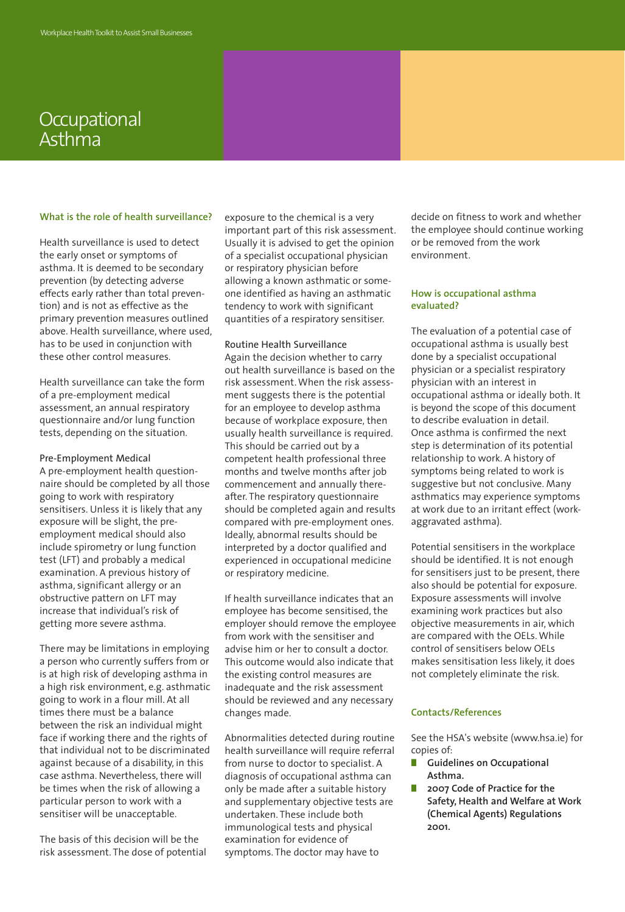# Occupational Asthma

### What is the role of health surveillance?

Health surveillance is used to detect the early onset or symptoms of asthma. It is deemed to be secondary prevention (by detecting adverse effects early rather than total prevention) and is not as effective as the primary prevention measures outlined above. Health surveillance, where used, has to be used in conjunction with these other control measures.

Health surveillance can take the form of a pre-employment medical assessment, an annual respiratory questionnaire and/or lung function tests, depending on the situation.

Pre-Employment Medical
A pre-employment health questionnaire should be completed by all those going to work with respiratory sensitisers. Unless it is likely that any exposure will be slight, the pre-employment medical should also include spirometry or lung function test (LFT) and probably a medical examination. A previous history of asthma, significant allergy or an obstructive pattern on LFT may increase that individual's risk of getting more severe asthma.

There may be limitations in employing a person who currently suffers from or is at high risk of developing asthma in a high risk environment, e.g. asthmatic going to work in a flour mill. At all times there must be a balance between the risk an individual might face if working there and the rights of that individual not to be discriminated against because of a disability, in this case asthma. Nevertheless, there will be times when the risk of allowing a particular person to work with a sensitiser will be unacceptable.

The basis of this decision will be the risk assessment. The dose of potential exposure to the chemical is a very important part of this risk assessment. Usually it is advised to get the opinion of a specialist occupational physician or respiratory physician before allowing a known asthmatic or someone identified as having an asthmatic tendency to work with significant quantities of a respiratory sensitiser.

Routine Health Surveillance
Again the decision whether to carry out health surveillance is based on the risk assessment. When the risk assessment suggests there is the potential for an employee to develop asthma because of workplace exposure, then usually health surveillance is required. This should be carried out by a competent health professional three months and twelve months after job commencement and annually thereafter. The respiratory questionnaire should be completed again and results compared with pre-employment ones. Ideally, abnormal results should be interpreted by a doctor qualified and experienced in occupational medicine or respiratory medicine.

If health surveillance indicates that an employee has become sensitised, the employer should remove the employee from work with the sensitiser and advise him or her to consult a doctor. This outcome would also indicate that the existing control measures are inadequate and the risk assessment should be reviewed and any necessary changes made.

Abnormalities detected during routine health surveillance will require referral from nurse to doctor to specialist. A diagnosis of occupational asthma can only be made after a suitable history and supplementary objective tests are undertaken. These include both immunological tests and physical examination for evidence of symptoms. The doctor may have to decide on fitness to work and whether the employee should continue working or be removed from the work environment.

### How is occupational asthma evaluated?

The evaluation of a potential case of occupational asthma is usually best done by a specialist occupational physician or a specialist respiratory physician with an interest in occupational asthma or ideally both. It is beyond the scope of this document to describe evaluation in detail. Once asthma is confirmed the next step is determination of its potential relationship to work. A history of symptoms being related to work is suggestive but not conclusive. Many asthmatics may experience symptoms at work due to an irritant effect (work-aggravated asthma).

Potential sensitisers in the workplace should be identified. It is not enough for sensitisers just to be present, there also should be potential for exposure. Exposure assessments will involve examining work practices but also objective measurements in air, which are compared with the OELs. While control of sensitisers below OELs makes sensitisation less likely, it does not completely eliminate the risk.

### Contacts/References

See the HSA's website (www.hsa.ie) for copies of:

- **Guidelines on Occupational Asthma.**
- **2007 Code of Practice for the Safety, Health and Welfare at Work (Chemical Agents) Regulations 2001.**